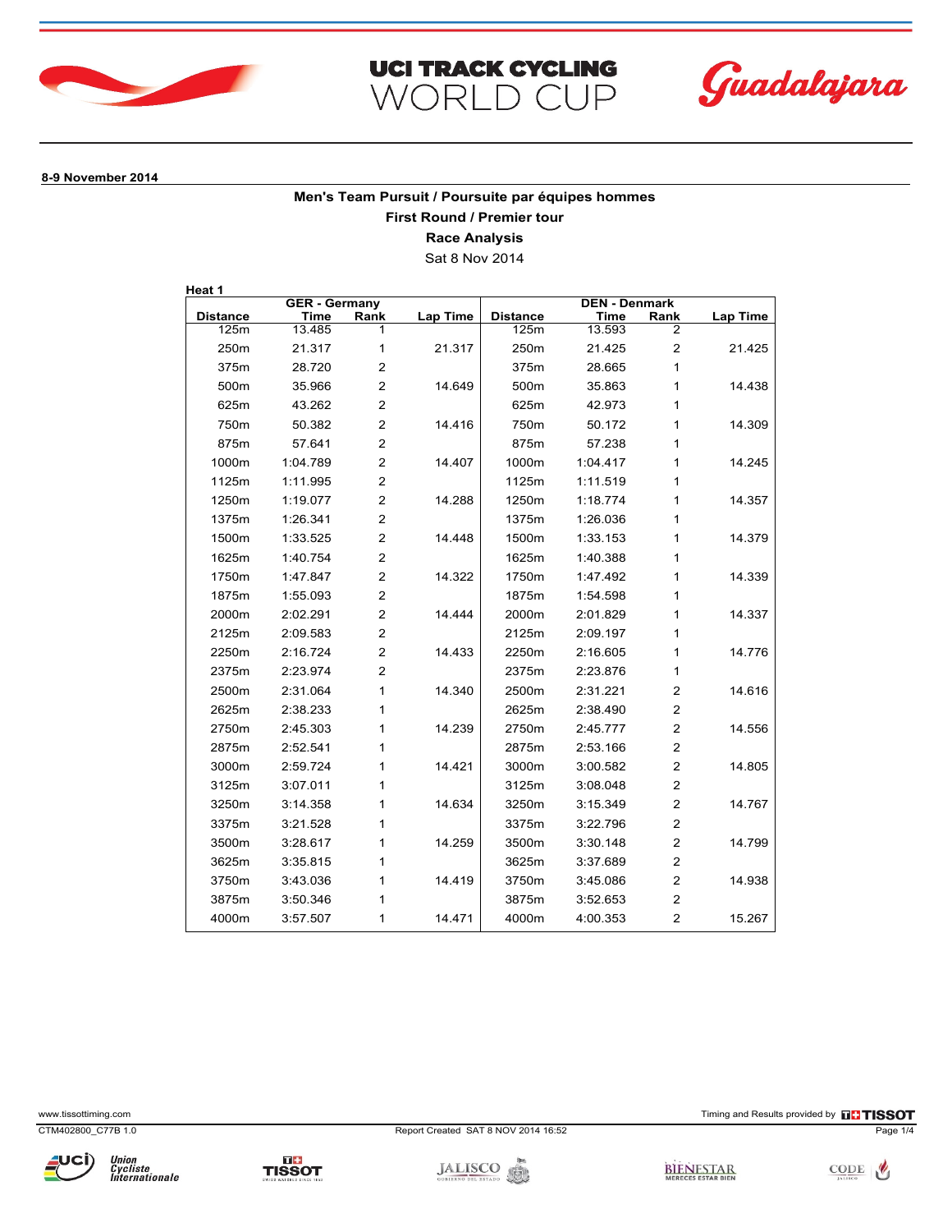UCI TRACK CYCLING WORLD CUP

Guadalajara

**8-9 November 2014**

## Men's Team Pursuit / Poursuite par équipes hommes

### First Round / Premier tour

### Race Analysis

Sat 8 Nov 2014

**Heat 1**

| | GER - Germany | | | | DEN - Denmark | | |
|---|---|---|---|---|---|---|---|
| **Distance** | **Time** | **Rank** | **Lap Time** | **Distance** | **Time** | **Rank** | **Lap Time** |
| 125m | 13.485 | 1 | | 125m | 13.593 | 2 | |
| 250m | 21.317 | 1 | 21.317 | 250m | 21.425 | 2 | 21.425 |
| 375m | 28.720 | 2 | | 375m | 28.665 | 1 | |
| 500m | 35.966 | 2 | 14.649 | 500m | 35.863 | 1 | 14.438 |
| 625m | 43.262 | 2 | | 625m | 42.973 | 1 | |
| 750m | 50.382 | 2 | 14.416 | 750m | 50.172 | 1 | 14.309 |
| 875m | 57.641 | 2 | | 875m | 57.238 | 1 | |
| 1000m | 1:04.789 | 2 | 14.407 | 1000m | 1:04.417 | 1 | 14.245 |
| 1125m | 1:11.995 | 2 | | 1125m | 1:11.519 | 1 | |
| 1250m | 1:19.077 | 2 | 14.288 | 1250m | 1:18.774 | 1 | 14.357 |
| 1375m | 1:26.341 | 2 | | 1375m | 1:26.036 | 1 | |
| 1500m | 1:33.525 | 2 | 14.448 | 1500m | 1:33.153 | 1 | 14.379 |
| 1625m | 1:40.754 | 2 | | 1625m | 1:40.388 | 1 | |
| 1750m | 1:47.847 | 2 | 14.322 | 1750m | 1:47.492 | 1 | 14.339 |
| 1875m | 1:55.093 | 2 | | 1875m | 1:54.598 | 1 | |
| 2000m | 2:02.291 | 2 | 14.444 | 2000m | 2:01.829 | 1 | 14.337 |
| 2125m | 2:09.583 | 2 | | 2125m | 2:09.197 | 1 | |
| 2250m | 2:16.724 | 2 | 14.433 | 2250m | 2:16.605 | 1 | 14.776 |
| 2375m | 2:23.974 | 2 | | 2375m | 2:23.876 | 1 | |
| 2500m | 2:31.064 | 1 | 14.340 | 2500m | 2:31.221 | 2 | 14.616 |
| 2625m | 2:38.233 | 1 | | 2625m | 2:38.490 | 2 | |
| 2750m | 2:45.303 | 1 | 14.239 | 2750m | 2:45.777 | 2 | 14.556 |
| 2875m | 2:52.541 | 1 | | 2875m | 2:53.166 | 2 | |
| 3000m | 2:59.724 | 1 | 14.421 | 3000m | 3:00.582 | 2 | 14.805 |
| 3125m | 3:07.011 | 1 | | 3125m | 3:08.048 | 2 | |
| 3250m | 3:14.358 | 1 | 14.634 | 3250m | 3:15.349 | 2 | 14.767 |
| 3375m | 3:21.528 | 1 | | 3375m | 3:22.796 | 2 | |
| 3500m | 3:28.617 | 1 | 14.259 | 3500m | 3:30.148 | 2 | 14.799 |
| 3625m | 3:35.815 | 1 | | 3625m | 3:37.689 | 2 | |
| 3750m | 3:43.036 | 1 | 14.419 | 3750m | 3:45.086 | 2 | 14.938 |
| 3875m | 3:50.346 | 1 | | 3875m | 3:52.653 | 2 | |
| 4000m | 3:57.507 | 1 | 14.471 | 4000m | 4:00.353 | 2 | 15.267 |

www.tissottiming.com

Timing and Results provided by TISSOT

CTM402800_C77B 1.0

Report Created SAT 8 NOV 2014 16:52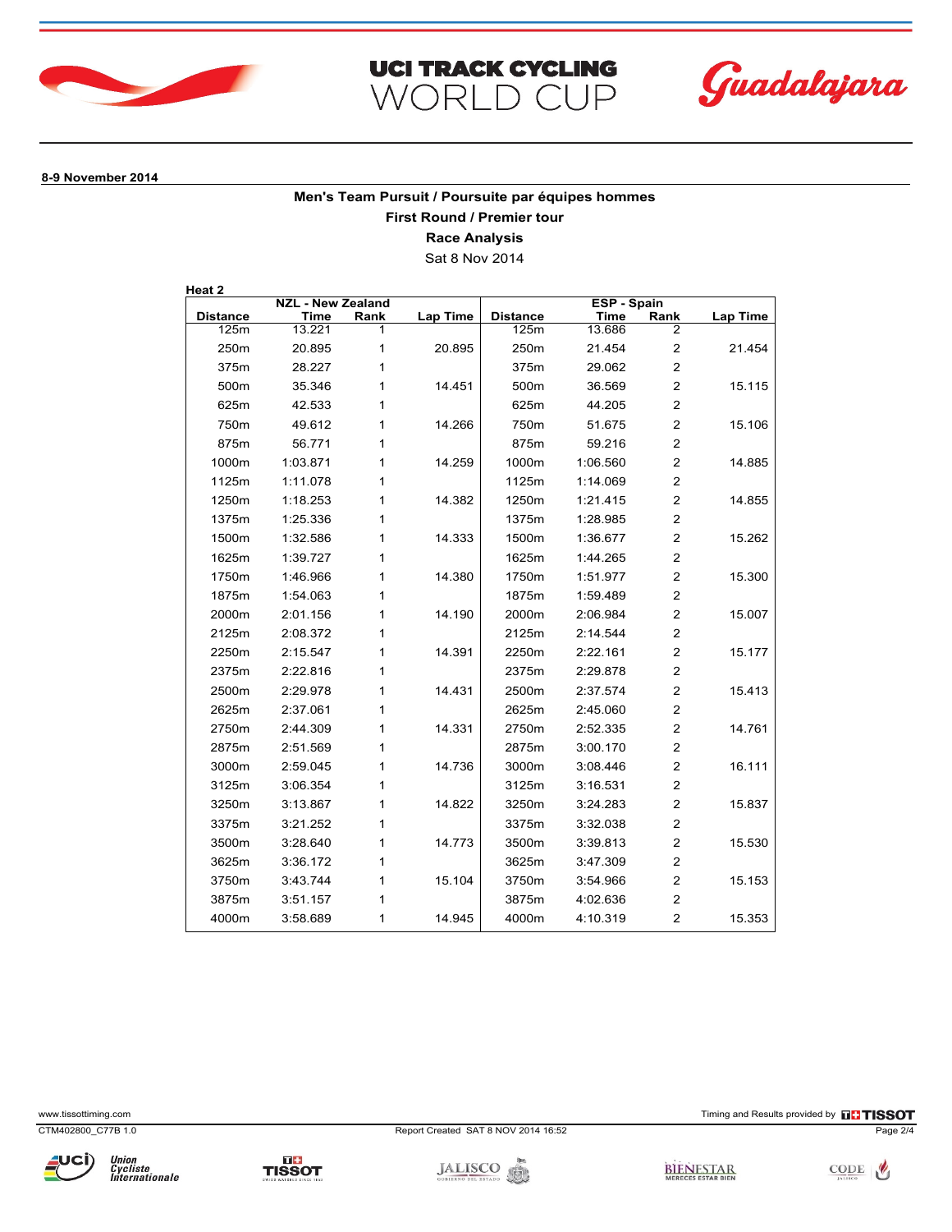UCI TRACK CYCLING WORLD CUP

Guadalajara

**8-9 November 2014**

## Men's Team Pursuit / Poursuite par équipes hommes

### First Round / Premier tour

### Race Analysis

Sat 8 Nov 2014

**Heat 2**

| | NZL - New Zealand | | | | ESP - Spain | | |
|---|---|---|---|---|---|---|---|
| **Distance** | **Time** | **Rank** | **Lap Time** | **Distance** | **Time** | **Rank** | **Lap Time** |
| 125m | 13.221 | 1 | | 125m | 13.686 | 2 | |
| 250m | 20.895 | 1 | 20.895 | 250m | 21.454 | 2 | 21.454 |
| 375m | 28.227 | 1 | | 375m | 29.062 | 2 | |
| 500m | 35.346 | 1 | 14.451 | 500m | 36.569 | 2 | 15.115 |
| 625m | 42.533 | 1 | | 625m | 44.205 | 2 | |
| 750m | 49.612 | 1 | 14.266 | 750m | 51.675 | 2 | 15.106 |
| 875m | 56.771 | 1 | | 875m | 59.216 | 2 | |
| 1000m | 1:03.871 | 1 | 14.259 | 1000m | 1:06.560 | 2 | 14.885 |
| 1125m | 1:11.078 | 1 | | 1125m | 1:14.069 | 2 | |
| 1250m | 1:18.253 | 1 | 14.382 | 1250m | 1:21.415 | 2 | 14.855 |
| 1375m | 1:25.336 | 1 | | 1375m | 1:28.985 | 2 | |
| 1500m | 1:32.586 | 1 | 14.333 | 1500m | 1:36.677 | 2 | 15.262 |
| 1625m | 1:39.727 | 1 | | 1625m | 1:44.265 | 2 | |
| 1750m | 1:46.966 | 1 | 14.380 | 1750m | 1:51.977 | 2 | 15.300 |
| 1875m | 1:54.063 | 1 | | 1875m | 1:59.489 | 2 | |
| 2000m | 2:01.156 | 1 | 14.190 | 2000m | 2:06.984 | 2 | 15.007 |
| 2125m | 2:08.372 | 1 | | 2125m | 2:14.544 | 2 | |
| 2250m | 2:15.547 | 1 | 14.391 | 2250m | 2:22.161 | 2 | 15.177 |
| 2375m | 2:22.816 | 1 | | 2375m | 2:29.878 | 2 | |
| 2500m | 2:29.978 | 1 | 14.431 | 2500m | 2:37.574 | 2 | 15.413 |
| 2625m | 2:37.061 | 1 | | 2625m | 2:45.060 | 2 | |
| 2750m | 2:44.309 | 1 | 14.331 | 2750m | 2:52.335 | 2 | 14.761 |
| 2875m | 2:51.569 | 1 | | 2875m | 3:00.170 | 2 | |
| 3000m | 2:59.045 | 1 | 14.736 | 3000m | 3:08.446 | 2 | 16.111 |
| 3125m | 3:06.354 | 1 | | 3125m | 3:16.531 | 2 | |
| 3250m | 3:13.867 | 1 | 14.822 | 3250m | 3:24.283 | 2 | 15.837 |
| 3375m | 3:21.252 | 1 | | 3375m | 3:32.038 | 2 | |
| 3500m | 3:28.640 | 1 | 14.773 | 3500m | 3:39.813 | 2 | 15.530 |
| 3625m | 3:36.172 | 1 | | 3625m | 3:47.309 | 2 | |
| 3750m | 3:43.744 | 1 | 15.104 | 3750m | 3:54.966 | 2 | 15.153 |
| 3875m | 3:51.157 | 1 | | 3875m | 4:02.636 | 2 | |
| 4000m | 3:58.689 | 1 | 14.945 | 4000m | 4:10.319 | 2 | 15.353 |

www.tissottiming.com

Timing and Results provided by TISSOT

CTM402800_C77B 1.0

Report Created SAT 8 NOV 2014 16:52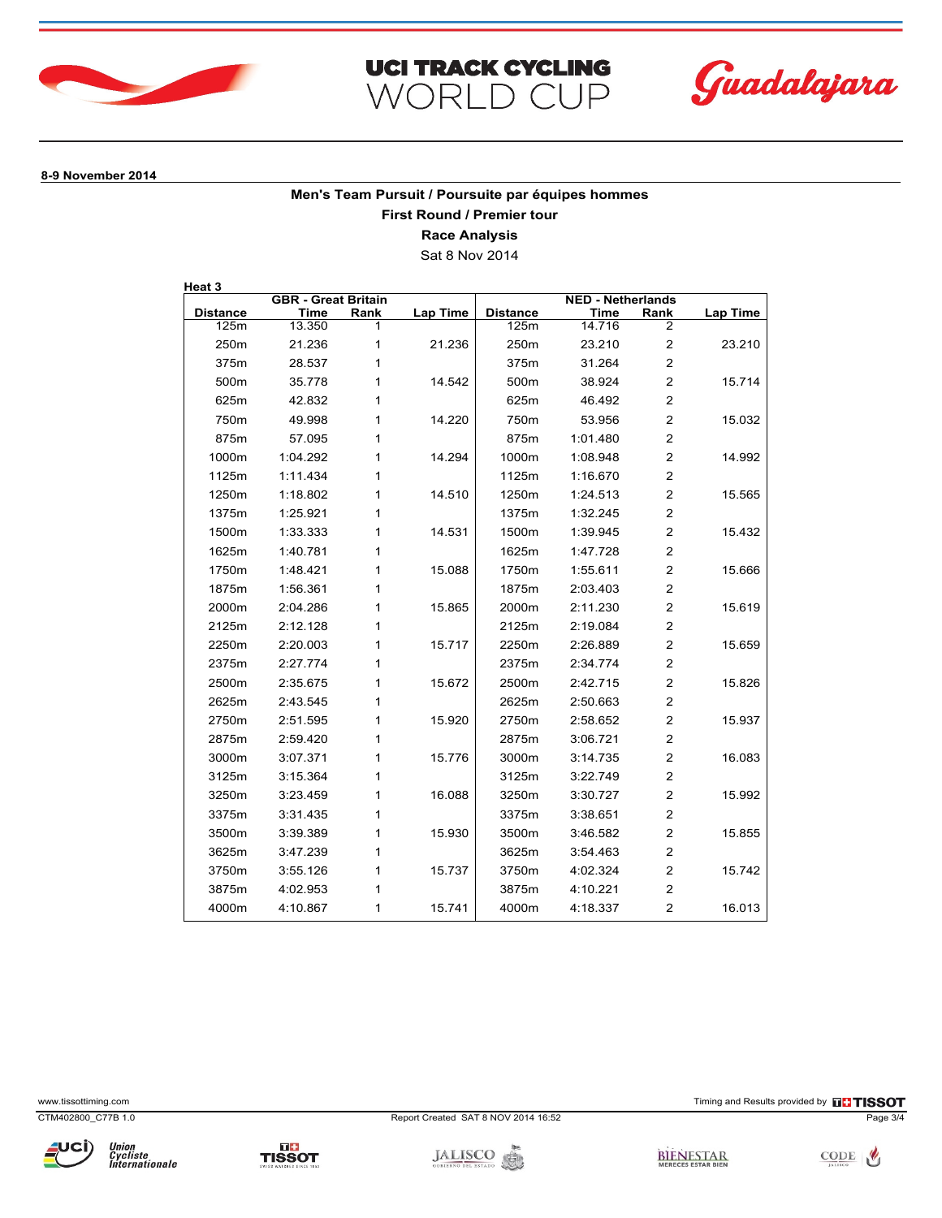UCI TRACK CYCLING WORLD CUP

Guadalajara

**8-9 November 2014**

## Men's Team Pursuit / Poursuite par équipes hommes

### First Round / Premier tour

### Race Analysis

Sat 8 Nov 2014

**Heat 3**

| | GBR - Great Britain | | | | NED - Netherlands | | |
|---|---|---|---|---|---|---|---|
| **Distance** | **Time** | **Rank** | **Lap Time** | **Distance** | **Time** | **Rank** | **Lap Time** |
| 125m | 13.350 | 1 | | 125m | 14.716 | 2 | |
| 250m | 21.236 | 1 | 21.236 | 250m | 23.210 | 2 | 23.210 |
| 375m | 28.537 | 1 | | 375m | 31.264 | 2 | |
| 500m | 35.778 | 1 | 14.542 | 500m | 38.924 | 2 | 15.714 |
| 625m | 42.832 | 1 | | 625m | 46.492 | 2 | |
| 750m | 49.998 | 1 | 14.220 | 750m | 53.956 | 2 | 15.032 |
| 875m | 57.095 | 1 | | 875m | 1:01.480 | 2 | |
| 1000m | 1:04.292 | 1 | 14.294 | 1000m | 1:08.948 | 2 | 14.992 |
| 1125m | 1:11.434 | 1 | | 1125m | 1:16.670 | 2 | |
| 1250m | 1:18.802 | 1 | 14.510 | 1250m | 1:24.513 | 2 | 15.565 |
| 1375m | 1:25.921 | 1 | | 1375m | 1:32.245 | 2 | |
| 1500m | 1:33.333 | 1 | 14.531 | 1500m | 1:39.945 | 2 | 15.432 |
| 1625m | 1:40.781 | 1 | | 1625m | 1:47.728 | 2 | |
| 1750m | 1:48.421 | 1 | 15.088 | 1750m | 1:55.611 | 2 | 15.666 |
| 1875m | 1:56.361 | 1 | | 1875m | 2:03.403 | 2 | |
| 2000m | 2:04.286 | 1 | 15.865 | 2000m | 2:11.230 | 2 | 15.619 |
| 2125m | 2:12.128 | 1 | | 2125m | 2:19.084 | 2 | |
| 2250m | 2:20.003 | 1 | 15.717 | 2250m | 2:26.889 | 2 | 15.659 |
| 2375m | 2:27.774 | 1 | | 2375m | 2:34.774 | 2 | |
| 2500m | 2:35.675 | 1 | 15.672 | 2500m | 2:42.715 | 2 | 15.826 |
| 2625m | 2:43.545 | 1 | | 2625m | 2:50.663 | 2 | |
| 2750m | 2:51.595 | 1 | 15.920 | 2750m | 2:58.652 | 2 | 15.937 |
| 2875m | 2:59.420 | 1 | | 2875m | 3:06.721 | 2 | |
| 3000m | 3:07.371 | 1 | 15.776 | 3000m | 3:14.735 | 2 | 16.083 |
| 3125m | 3:15.364 | 1 | | 3125m | 3:22.749 | 2 | |
| 3250m | 3:23.459 | 1 | 16.088 | 3250m | 3:30.727 | 2 | 15.992 |
| 3375m | 3:31.435 | 1 | | 3375m | 3:38.651 | 2 | |
| 3500m | 3:39.389 | 1 | 15.930 | 3500m | 3:46.582 | 2 | 15.855 |
| 3625m | 3:47.239 | 1 | | 3625m | 3:54.463 | 2 | |
| 3750m | 3:55.126 | 1 | 15.737 | 3750m | 4:02.324 | 2 | 15.742 |
| 3875m | 4:02.953 | 1 | | 3875m | 4:10.221 | 2 | |
| 4000m | 4:10.867 | 1 | 15.741 | 4000m | 4:18.337 | 2 | 16.013 |

www.tissottiming.com

Timing and Results provided by TISSOT

CTM402800_C77B 1.0

Report Created SAT 8 NOV 2014 16:52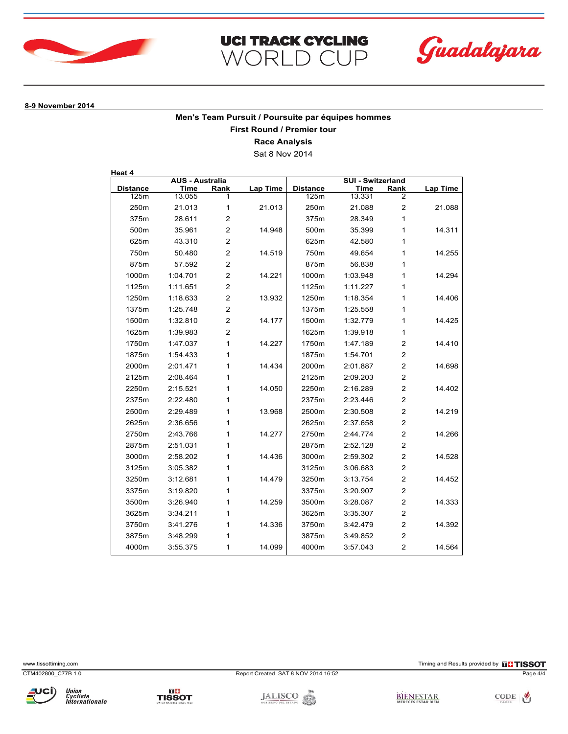UCI TRACK CYCLING WORLD CUP

Guadalajara

**8-9 November 2014**

## Men's Team Pursuit / Poursuite par équipes hommes

### First Round / Premier tour

### Race Analysis

Sat 8 Nov 2014

**Heat 4**

| | AUS - Australia | | | | SUI - Switzerland | | |
|---|---|---|---|---|---|---|---|
| Distance | Time | Rank | Lap Time | Distance | Time | Rank | Lap Time |
| 125m | 13.055 | 1 | | 125m | 13.331 | 2 | |
| 250m | 21.013 | 1 | 21.013 | 250m | 21.088 | 2 | 21.088 |
| 375m | 28.611 | 2 | | 375m | 28.349 | 1 | |
| 500m | 35.961 | 2 | 14.948 | 500m | 35.399 | 1 | 14.311 |
| 625m | 43.310 | 2 | | 625m | 42.580 | 1 | |
| 750m | 50.480 | 2 | 14.519 | 750m | 49.654 | 1 | 14.255 |
| 875m | 57.592 | 2 | | 875m | 56.838 | 1 | |
| 1000m | 1:04.701 | 2 | 14.221 | 1000m | 1:03.948 | 1 | 14.294 |
| 1125m | 1:11.651 | 2 | | 1125m | 1:11.227 | 1 | |
| 1250m | 1:18.633 | 2 | 13.932 | 1250m | 1:18.354 | 1 | 14.406 |
| 1375m | 1:25.748 | 2 | | 1375m | 1:25.558 | 1 | |
| 1500m | 1:32.810 | 2 | 14.177 | 1500m | 1:32.779 | 1 | 14.425 |
| 1625m | 1:39.983 | 2 | | 1625m | 1:39.918 | 1 | |
| 1750m | 1:47.037 | 1 | 14.227 | 1750m | 1:47.189 | 2 | 14.410 |
| 1875m | 1:54.433 | 1 | | 1875m | 1:54.701 | 2 | |
| 2000m | 2:01.471 | 1 | 14.434 | 2000m | 2:01.887 | 2 | 14.698 |
| 2125m | 2:08.464 | 1 | | 2125m | 2:09.203 | 2 | |
| 2250m | 2:15.521 | 1 | 14.050 | 2250m | 2:16.289 | 2 | 14.402 |
| 2375m | 2:22.480 | 1 | | 2375m | 2:23.446 | 2 | |
| 2500m | 2:29.489 | 1 | 13.968 | 2500m | 2:30.508 | 2 | 14.219 |
| 2625m | 2:36.656 | 1 | | 2625m | 2:37.658 | 2 | |
| 2750m | 2:43.766 | 1 | 14.277 | 2750m | 2:44.774 | 2 | 14.266 |
| 2875m | 2:51.031 | 1 | | 2875m | 2:52.128 | 2 | |
| 3000m | 2:58.202 | 1 | 14.436 | 3000m | 2:59.302 | 2 | 14.528 |
| 3125m | 3:05.382 | 1 | | 3125m | 3:06.683 | 2 | |
| 3250m | 3:12.681 | 1 | 14.479 | 3250m | 3:13.754 | 2 | 14.452 |
| 3375m | 3:19.820 | 1 | | 3375m | 3:20.907 | 2 | |
| 3500m | 3:26.940 | 1 | 14.259 | 3500m | 3:28.087 | 2 | 14.333 |
| 3625m | 3:34.211 | 1 | | 3625m | 3:35.307 | 2 | |
| 3750m | 3:41.276 | 1 | 14.336 | 3750m | 3:42.479 | 2 | 14.392 |
| 3875m | 3:48.299 | 1 | | 3875m | 3:49.852 | 2 | |
| 4000m | 3:55.375 | 1 | 14.099 | 4000m | 3:57.043 | 2 | 14.564 |

www.tissottiming.com

Timing and Results provided by TISSOT

CTM402800_C77B 1.0

Report Created SAT 8 NOV 2014 16:52